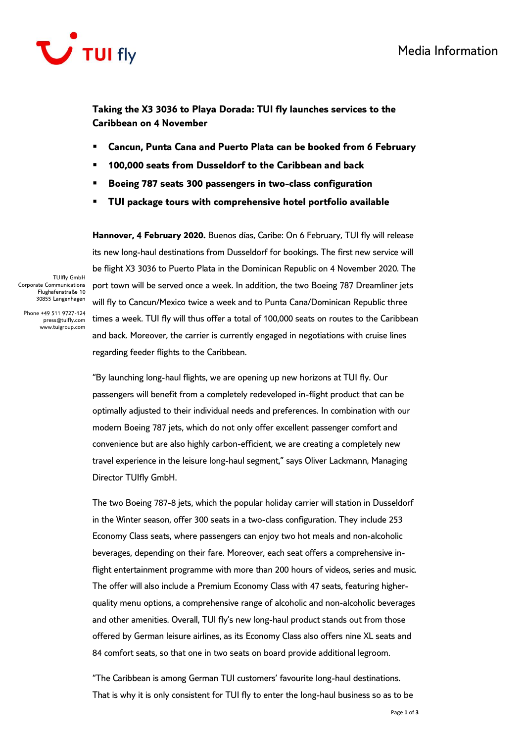Media Information

## Taking the X3 3036 to Playa Dorada: TUI fly launches services to the Caribbean on 4 November

- **Cancun, Punta Cana and Puerto Plata can be booked from 6 February**
- **100,000 seats from Dusseldorf to the Caribbean and back**
- **Boeing 787 seats 300 passengers in two-class configuration**
- **TUI package tours with comprehensive hotel portfolio available**

TUIfly GmbH
Corporate Communications
Flughafenstraße 10
30855 Langenhagen

Phone +49 511 9727-124
press@tuifly.com
www.tuigroup.com

**Hannover, 4 February 2020.** Buenos días, Caribe: On 6 February, TUI fly will release its new long-haul destinations from Dusseldorf for bookings. The first new service will be flight X3 3036 to Puerto Plata in the Dominican Republic on 4 November 2020. The port town will be served once a week. In addition, the two Boeing 787 Dreamliner jets will fly to Cancun/Mexico twice a week and to Punta Cana/Dominican Republic three times a week. TUI fly will thus offer a total of 100,000 seats on routes to the Caribbean and back. Moreover, the carrier is currently engaged in negotiations with cruise lines regarding feeder flights to the Caribbean.

"By launching long-haul flights, we are opening up new horizons at TUI fly. Our passengers will benefit from a completely redeveloped in-flight product that can be optimally adjusted to their individual needs and preferences. In combination with our modern Boeing 787 jets, which do not only offer excellent passenger comfort and convenience but are also highly carbon-efficient, we are creating a completely new travel experience in the leisure long-haul segment," says Oliver Lackmann, Managing Director TUIfly GmbH.

The two Boeing 787-8 jets, which the popular holiday carrier will station in Dusseldorf in the Winter season, offer 300 seats in a two-class configuration. They include 253 Economy Class seats, where passengers can enjoy two hot meals and non-alcoholic beverages, depending on their fare. Moreover, each seat offers a comprehensive in-flight entertainment programme with more than 200 hours of videos, series and music. The offer will also include a Premium Economy Class with 47 seats, featuring higher-quality menu options, a comprehensive range of alcoholic and non-alcoholic beverages and other amenities. Overall, TUI fly's new long-haul product stands out from those offered by German leisure airlines, as its Economy Class also offers nine XL seats and 84 comfort seats, so that one in two seats on board provide additional legroom.

"The Caribbean is among German TUI customers' favourite long-haul destinations. That is why it is only consistent for TUI fly to enter the long-haul business so as to be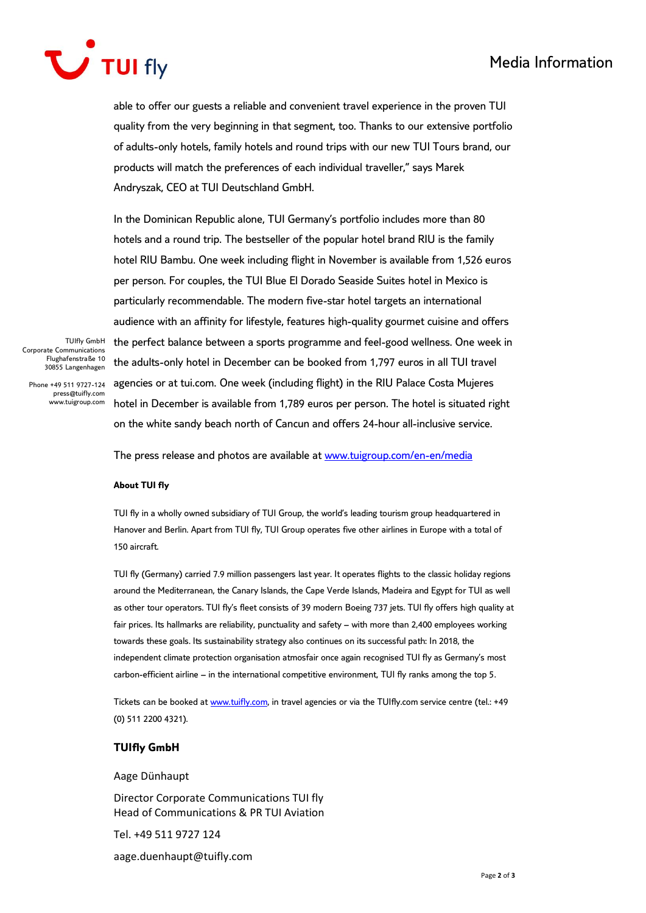able to offer our guests a reliable and convenient travel experience in the proven TUI quality from the very beginning in that segment, too. Thanks to our extensive portfolio of adults-only hotels, family hotels and round trips with our new TUI Tours brand, our products will match the preferences of each individual traveller," says Marek Andryszak, CEO at TUI Deutschland GmbH.

In the Dominican Republic alone, TUI Germany's portfolio includes more than 80 hotels and a round trip. The bestseller of the popular hotel brand RIU is the family hotel RIU Bambu. One week including flight in November is available from 1,526 euros per person. For couples, the TUI Blue El Dorado Seaside Suites hotel in Mexico is particularly recommendable. The modern five-star hotel targets an international audience with an affinity for lifestyle, features high-quality gourmet cuisine and offers the perfect balance between a sports programme and feel-good wellness. One week in the adults-only hotel in December can be booked from 1,797 euros in all TUI travel agencies or at tui.com. One week (including flight) in the RIU Palace Costa Mujeres hotel in December is available from 1,789 euros per person. The hotel is situated right on the white sandy beach north of Cancun and offers 24-hour all-inclusive service.

The press release and photos are available at www.tuigroup.com/en-en/media

TUIfly GmbH
Corporate Communications
Flughafenstraße 10
30855 Langenhagen

Phone +49 511 9727-124
press@tuifly.com
www.tuigroup.com

**About TUI fly**

TUI fly in a wholly owned subsidiary of TUI Group, the world's leading tourism group headquartered in Hanover and Berlin. Apart from TUI fly, TUI Group operates five other airlines in Europe with a total of 150 aircraft.

TUI fly (Germany) carried 7.9 million passengers last year. It operates flights to the classic holiday regions around the Mediterranean, the Canary Islands, the Cape Verde Islands, Madeira and Egypt for TUI as well as other tour operators. TUI fly's fleet consists of 39 modern Boeing 737 jets. TUI fly offers high quality at fair prices. Its hallmarks are reliability, punctuality and safety – with more than 2,400 employees working towards these goals. Its sustainability strategy also continues on its successful path: In 2018, the independent climate protection organisation atmosfair once again recognised TUI fly as Germany's most carbon-efficient airline – in the international competitive environment, TUI fly ranks among the top 5.

Tickets can be booked at www.tuifly.com, in travel agencies or via the TUIfly.com service centre (tel.: +49 (0) 511 2200 4321).

**TUIfly GmbH**

Aage Dünhaupt

Director Corporate Communications TUI fly
Head of Communications & PR TUI Aviation

Tel. +49 511 9727 124

aage.duenhaupt@tuifly.com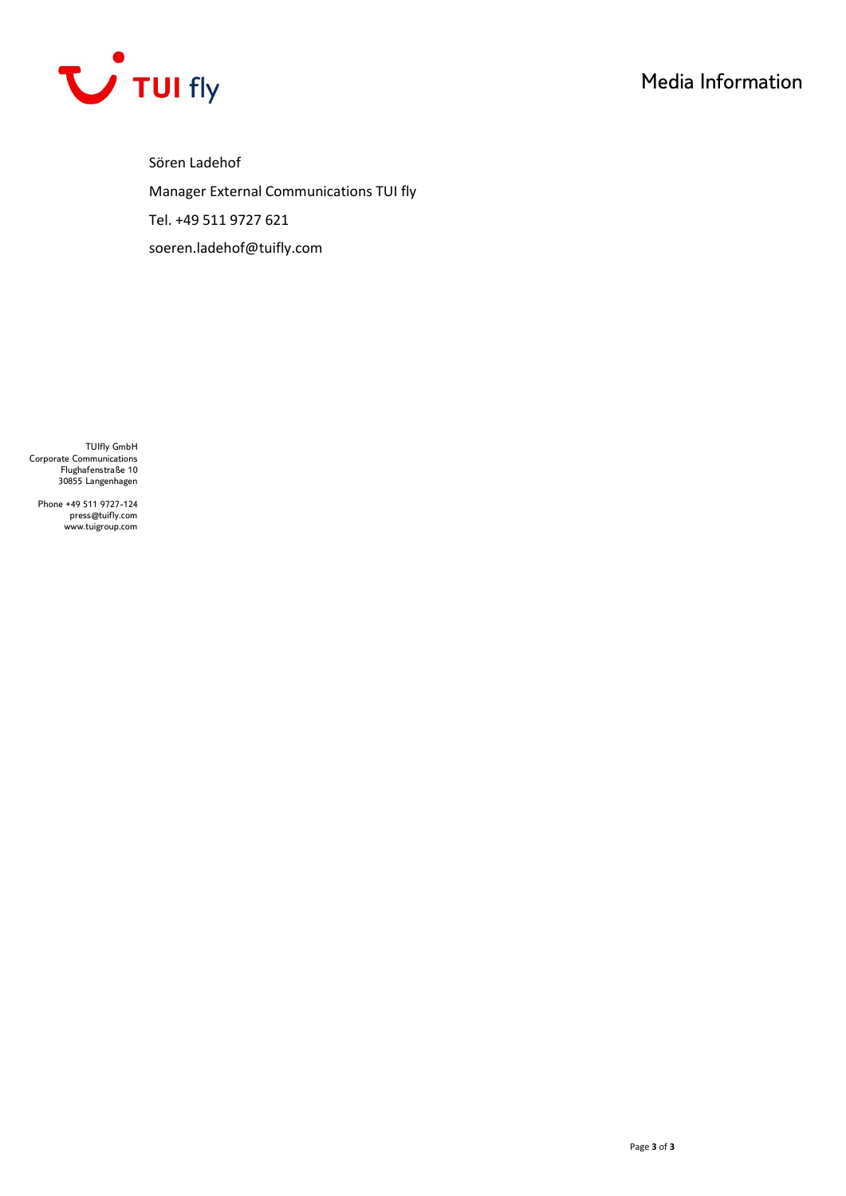Sören Ladehof

Manager External Communications TUI fly

Tel. +49 511 9727 621

soeren.ladehof@tuifly.com

TUIfly GmbH
Corporate Communications
Flughafenstraße 10
30855 Langenhagen

Phone +49 511 9727-124
press@tuifly.com
www.tuigroup.com